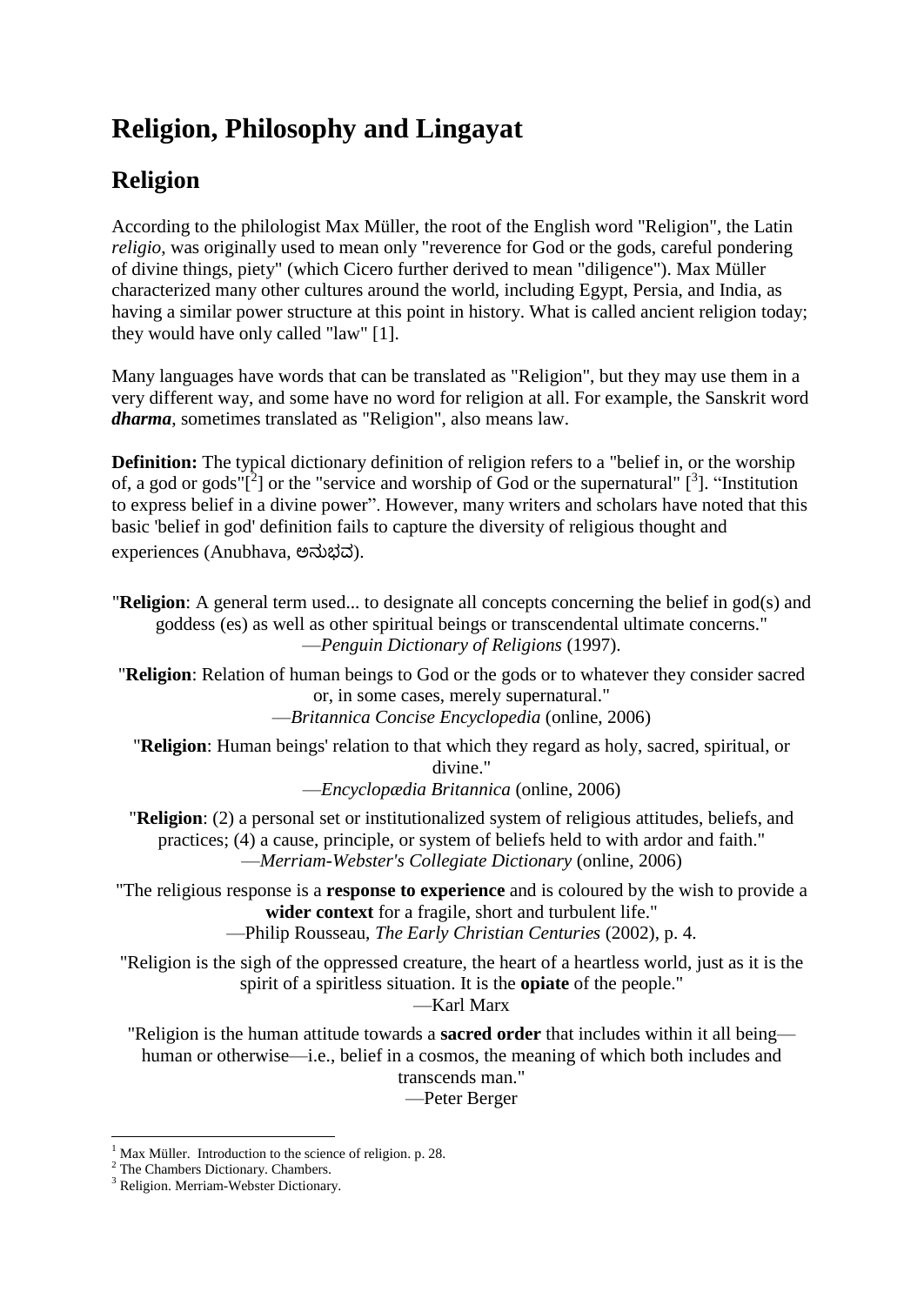# Religion, Philosophy and Lingayat

## Religion

According to the philologist Max Müller, the root of the English word "Religion", the Latin *religio*, was originally used to mean only "reverence for God or the gods, careful pondering of divine things, piety" (which Cicero further derived to mean "diligence"). Max Müller characterized many other cultures around the world, including Egypt, Persia, and India, as having a similar power structure at this point in history. What is called ancient religion today; they would have only called "law" [1].

Many languages have words that can be translated as "Religion", but they may use them in a very different way, and some have no word for religion at all. For example, the Sanskrit word ***dharma***, sometimes translated as "Religion", also means law.

**Definition:** The typical dictionary definition of religion refers to a "belief in, or the worship of, a god or gods"[[2]] or the "service and worship of God or the supernatural" [[3]]. "Institution to express belief in a divine power". However, many writers and scholars have noted that this basic 'belief in god' definition fails to capture the diversity of religious thought and experiences (Anubhava, ಅನುಭವ).

"**Religion**: A general term used... to designate all concepts concerning the belief in god(s) and goddess (es) as well as other spiritual beings or transcendental ultimate concerns."
—*Penguin Dictionary of Religions* (1997).

"**Religion**: Relation of human beings to God or the gods or to whatever they consider sacred or, in some cases, merely supernatural."
—*Britannica Concise Encyclopedia* (online, 2006)

"**Religion**: Human beings' relation to that which they regard as holy, sacred, spiritual, or divine."
—*Encyclopædia Britannica* (online, 2006)

"**Religion**: (2) a personal set or institutionalized system of religious attitudes, beliefs, and practices; (4) a cause, principle, or system of beliefs held to with ardor and faith."
—*Merriam-Webster's Collegiate Dictionary* (online, 2006)

"The religious response is a **response to experience** and is coloured by the wish to provide a **wider context** for a fragile, short and turbulent life."
—Philip Rousseau, *The Early Christian Centuries* (2002), p. 4.

"Religion is the sigh of the oppressed creature, the heart of a heartless world, just as it is the spirit of a spiritless situation. It is the **opiate** of the people."
—Karl Marx

"Religion is the human attitude towards a **sacred order** that includes within it all being—human or otherwise—i.e., belief in a cosmos, the meaning of which both includes and transcends man."
—Peter Berger

---

[1] Max Müller. Introduction to the science of religion. p. 28.

[2] The Chambers Dictionary. Chambers.

[3] Religion. Merriam-Webster Dictionary.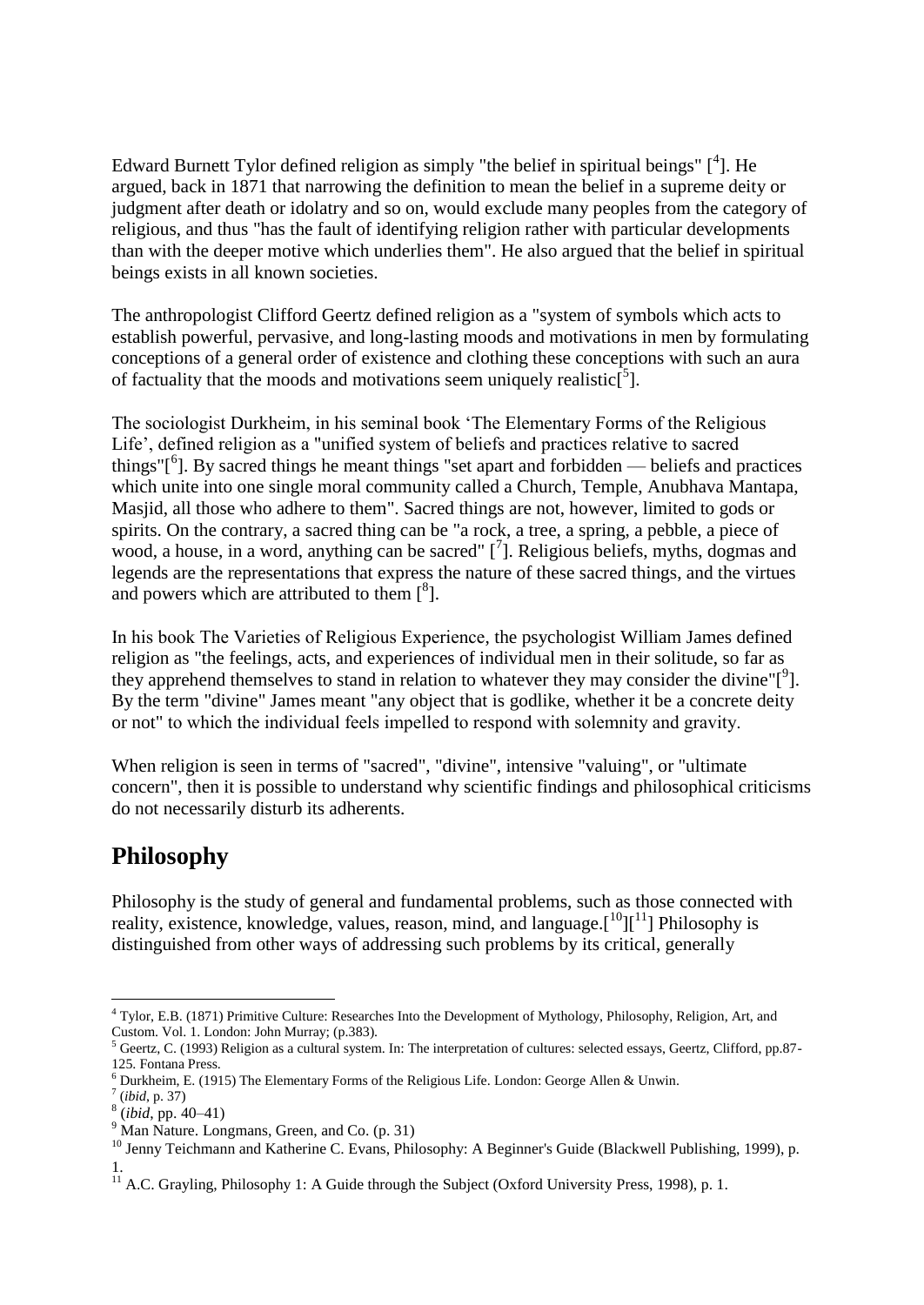Edward Burnett Tylor defined religion as simply "the belief in spiritual beings" [4]. He argued, back in 1871 that narrowing the definition to mean the belief in a supreme deity or judgment after death or idolatry and so on, would exclude many peoples from the category of religious, and thus "has the fault of identifying religion rather with particular developments than with the deeper motive which underlies them". He also argued that the belief in spiritual beings exists in all known societies.

The anthropologist Clifford Geertz defined religion as a "system of symbols which acts to establish powerful, pervasive, and long-lasting moods and motivations in men by formulating conceptions of a general order of existence and clothing these conceptions with such an aura of factuality that the moods and motivations seem uniquely realistic[5].

The sociologist Durkheim, in his seminal book 'The Elementary Forms of the Religious Life', defined religion as a "unified system of beliefs and practices relative to sacred things"[6]. By sacred things he meant things "set apart and forbidden — beliefs and practices which unite into one single moral community called a Church, Temple, Anubhava Mantapa, Masjid, all those who adhere to them". Sacred things are not, however, limited to gods or spirits. On the contrary, a sacred thing can be "a rock, a tree, a spring, a pebble, a piece of wood, a house, in a word, anything can be sacred" [7]. Religious beliefs, myths, dogmas and legends are the representations that express the nature of these sacred things, and the virtues and powers which are attributed to them [8].

In his book The Varieties of Religious Experience, the psychologist William James defined religion as "the feelings, acts, and experiences of individual men in their solitude, so far as they apprehend themselves to stand in relation to whatever they may consider the divine"[9]. By the term "divine" James meant "any object that is godlike, whether it be a concrete deity or not" to which the individual feels impelled to respond with solemnity and gravity.

When religion is seen in terms of "sacred", "divine", intensive "valuing", or "ultimate concern", then it is possible to understand why scientific findings and philosophical criticisms do not necessarily disturb its adherents.

## Philosophy

Philosophy is the study of general and fundamental problems, such as those connected with reality, existence, knowledge, values, reason, mind, and language.[10][11] Philosophy is distinguished from other ways of addressing such problems by its critical, generally

---

[4] Tylor, E.B. (1871) Primitive Culture: Researches Into the Development of Mythology, Philosophy, Religion, Art, and Custom. Vol. 1. London: John Murray; (p.383).

[5] Geertz, C. (1993) Religion as a cultural system. In: The interpretation of cultures: selected essays, Geertz, Clifford, pp.87-125. Fontana Press.

[6] Durkheim, E. (1915) The Elementary Forms of the Religious Life. London: George Allen & Unwin.

[7] (*ibid*, p. 37)

[8] (*ibid*, pp. 40–41)

[9] Man Nature. Longmans, Green, and Co. (p. 31)

[10] Jenny Teichmann and Katherine C. Evans, Philosophy: A Beginner's Guide (Blackwell Publishing, 1999), p. 1.

[11] A.C. Grayling, Philosophy 1: A Guide through the Subject (Oxford University Press, 1998), p. 1.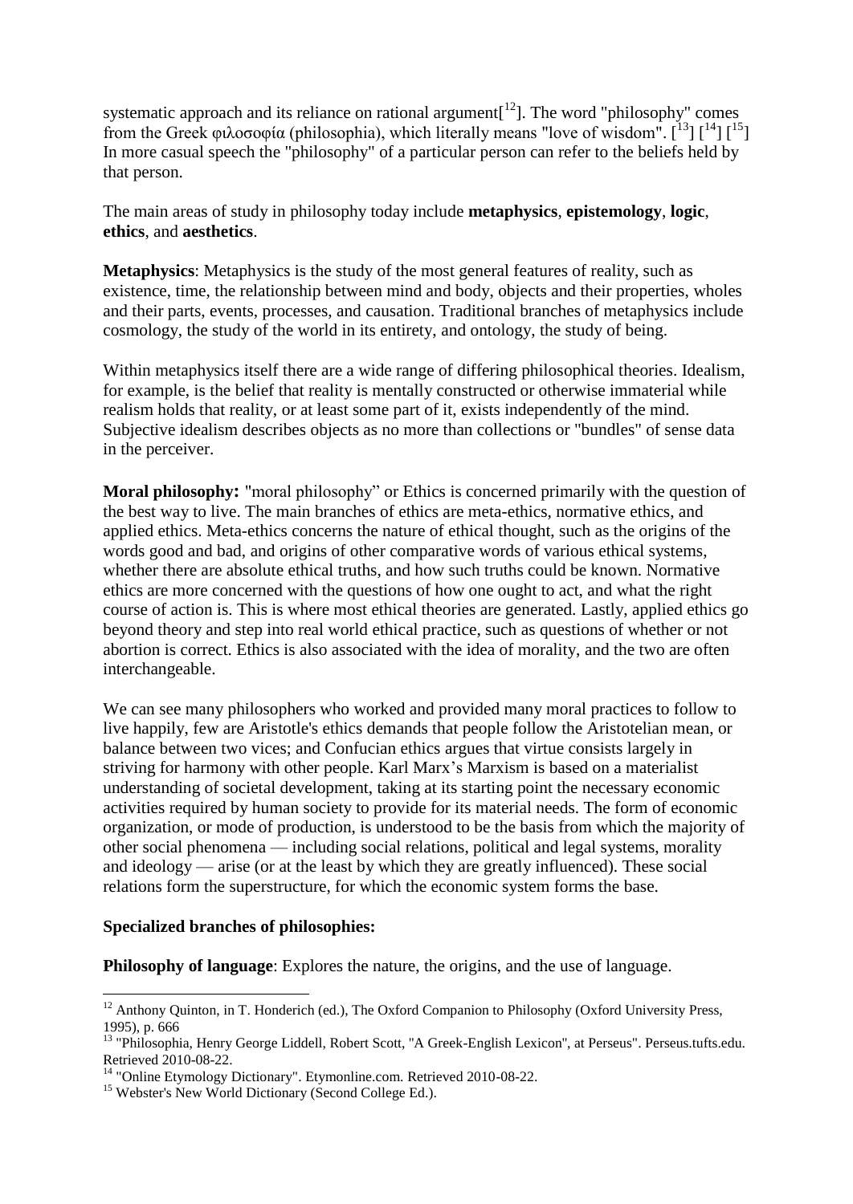systematic approach and its reliance on rational argument[12]. The word "philosophy" comes from the Greek φιλοσοφία (philosophia), which literally means "love of wisdom". [13] [14] [15] In more casual speech the "philosophy" of a particular person can refer to the beliefs held by that person.

The main areas of study in philosophy today include **metaphysics**, **epistemology**, **logic**, **ethics**, and **aesthetics**.

**Metaphysics**: Metaphysics is the study of the most general features of reality, such as existence, time, the relationship between mind and body, objects and their properties, wholes and their parts, events, processes, and causation. Traditional branches of metaphysics include cosmology, the study of the world in its entirety, and ontology, the study of being.

Within metaphysics itself there are a wide range of differing philosophical theories. Idealism, for example, is the belief that reality is mentally constructed or otherwise immaterial while realism holds that reality, or at least some part of it, exists independently of the mind. Subjective idealism describes objects as no more than collections or "bundles" of sense data in the perceiver.

**Moral philosophy:** "moral philosophy" or Ethics is concerned primarily with the question of the best way to live. The main branches of ethics are meta-ethics, normative ethics, and applied ethics. Meta-ethics concerns the nature of ethical thought, such as the origins of the words good and bad, and origins of other comparative words of various ethical systems, whether there are absolute ethical truths, and how such truths could be known. Normative ethics are more concerned with the questions of how one ought to act, and what the right course of action is. This is where most ethical theories are generated. Lastly, applied ethics go beyond theory and step into real world ethical practice, such as questions of whether or not abortion is correct. Ethics is also associated with the idea of morality, and the two are often interchangeable.

We can see many philosophers who worked and provided many moral practices to follow to live happily, few are Aristotle's ethics demands that people follow the Aristotelian mean, or balance between two vices; and Confucian ethics argues that virtue consists largely in striving for harmony with other people. Karl Marx's Marxism is based on a materialist understanding of societal development, taking at its starting point the necessary economic activities required by human society to provide for its material needs. The form of economic organization, or mode of production, is understood to be the basis from which the majority of other social phenomena — including social relations, political and legal systems, morality and ideology — arise (or at the least by which they are greatly influenced). These social relations form the superstructure, for which the economic system forms the base.

**Specialized branches of philosophies:**

**Philosophy of language**: Explores the nature, the origins, and the use of language.

---

[12] Anthony Quinton, in T. Honderich (ed.), The Oxford Companion to Philosophy (Oxford University Press, 1995), p. 666

[13] "Philosophia, Henry George Liddell, Robert Scott, "A Greek-English Lexicon", at Perseus". Perseus.tufts.edu. Retrieved 2010-08-22.

[14] "Online Etymology Dictionary". Etymonline.com. Retrieved 2010-08-22.

[15] Webster's New World Dictionary (Second College Ed.).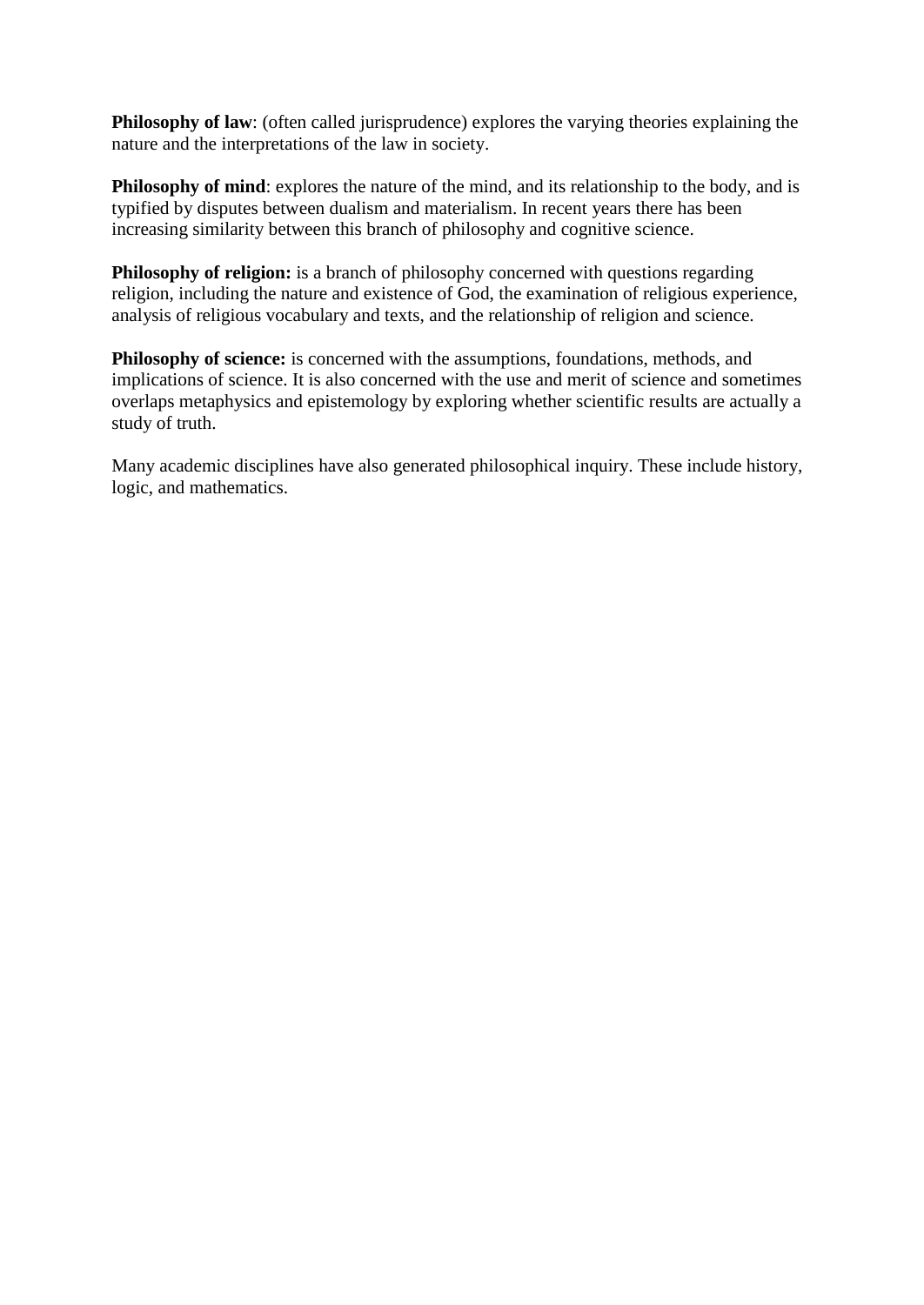**Philosophy of law**: (often called jurisprudence) explores the varying theories explaining the nature and the interpretations of the law in society.

**Philosophy of mind**: explores the nature of the mind, and its relationship to the body, and is typified by disputes between dualism and materialism. In recent years there has been increasing similarity between this branch of philosophy and cognitive science.

**Philosophy of religion:** is a branch of philosophy concerned with questions regarding religion, including the nature and existence of God, the examination of religious experience, analysis of religious vocabulary and texts, and the relationship of religion and science.

**Philosophy of science:** is concerned with the assumptions, foundations, methods, and implications of science. It is also concerned with the use and merit of science and sometimes overlaps metaphysics and epistemology by exploring whether scientific results are actually a study of truth.

Many academic disciplines have also generated philosophical inquiry. These include history, logic, and mathematics.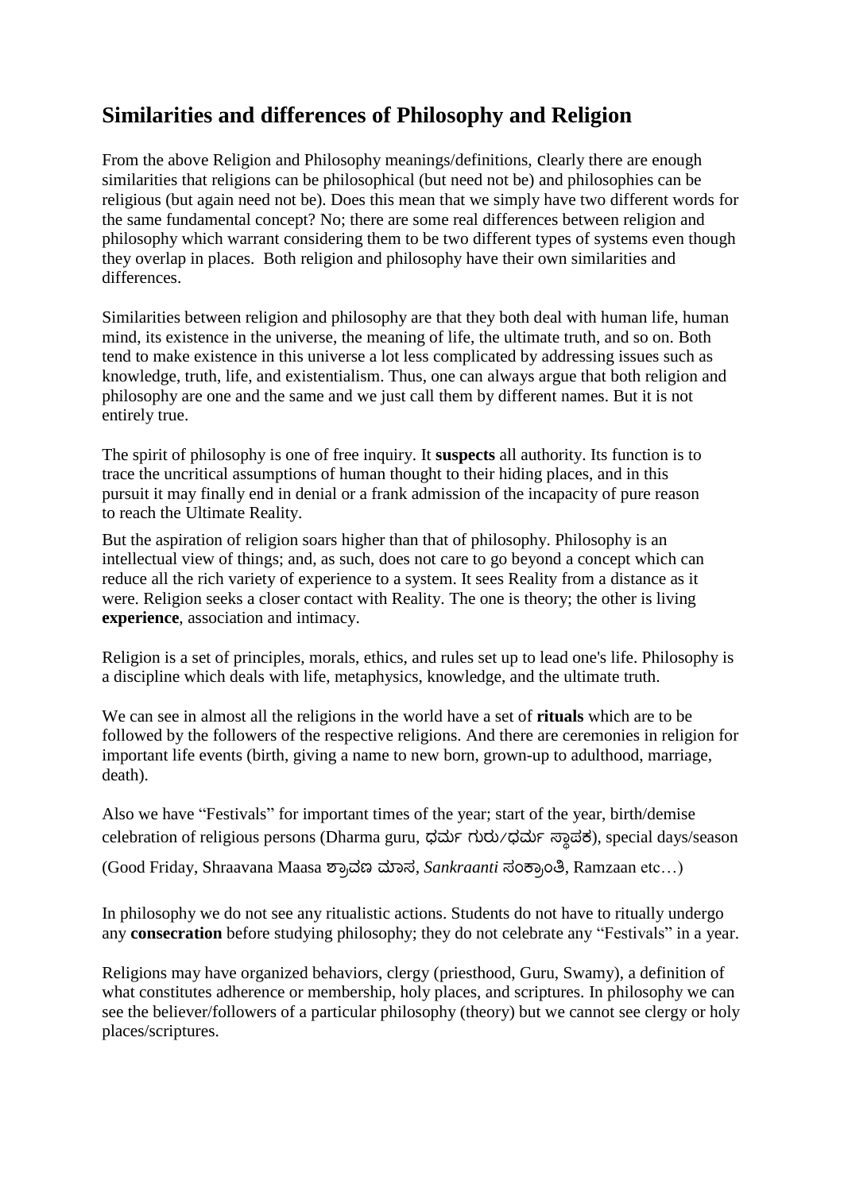## Similarities and differences of Philosophy and Religion

From the above Religion and Philosophy meanings/definitions, clearly there are enough similarities that religions can be philosophical (but need not be) and philosophies can be religious (but again need not be). Does this mean that we simply have two different words for the same fundamental concept? No; there are some real differences between religion and philosophy which warrant considering them to be two different types of systems even though they overlap in places. Both religion and philosophy have their own similarities and differences.

Similarities between religion and philosophy are that they both deal with human life, human mind, its existence in the universe, the meaning of life, the ultimate truth, and so on. Both tend to make existence in this universe a lot less complicated by addressing issues such as knowledge, truth, life, and existentialism. Thus, one can always argue that both religion and philosophy are one and the same and we just call them by different names. But it is not entirely true.

The spirit of philosophy is one of free inquiry. It **suspects** all authority. Its function is to trace the uncritical assumptions of human thought to their hiding places, and in this pursuit it may finally end in denial or a frank admission of the incapacity of pure reason to reach the Ultimate Reality.

But the aspiration of religion soars higher than that of philosophy. Philosophy is an intellectual view of things; and, as such, does not care to go beyond a concept which can reduce all the rich variety of experience to a system. It sees Reality from a distance as it were. Religion seeks a closer contact with Reality. The one is theory; the other is living **experience**, association and intimacy.

Religion is a set of principles, morals, ethics, and rules set up to lead one's life. Philosophy is a discipline which deals with life, metaphysics, knowledge, and the ultimate truth.

We can see in almost all the religions in the world have a set of **rituals** which are to be followed by the followers of the respective religions. And there are ceremonies in religion for important life events (birth, giving a name to new born, grown-up to adulthood, marriage, death).

Also we have "Festivals" for important times of the year; start of the year, birth/demise celebration of religious persons (Dharma guru, ಧರ್ಮ ಗುರು/ಧರ್ಮ ಸ್ಥಾಪಕ), special days/season (Good Friday, Shraavana Maasa ಶ್ರಾವಣ ಮಾಸ, *Sankraanti* ಸಂಕ್ರಾಂತಿ, Ramzaan etc…)

In philosophy we do not see any ritualistic actions. Students do not have to ritually undergo any **consecration** before studying philosophy; they do not celebrate any "Festivals" in a year.

Religions may have organized behaviors, clergy (priesthood, Guru, Swamy), a definition of what constitutes adherence or membership, holy places, and scriptures. In philosophy we can see the believer/followers of a particular philosophy (theory) but we cannot see clergy or holy places/scriptures.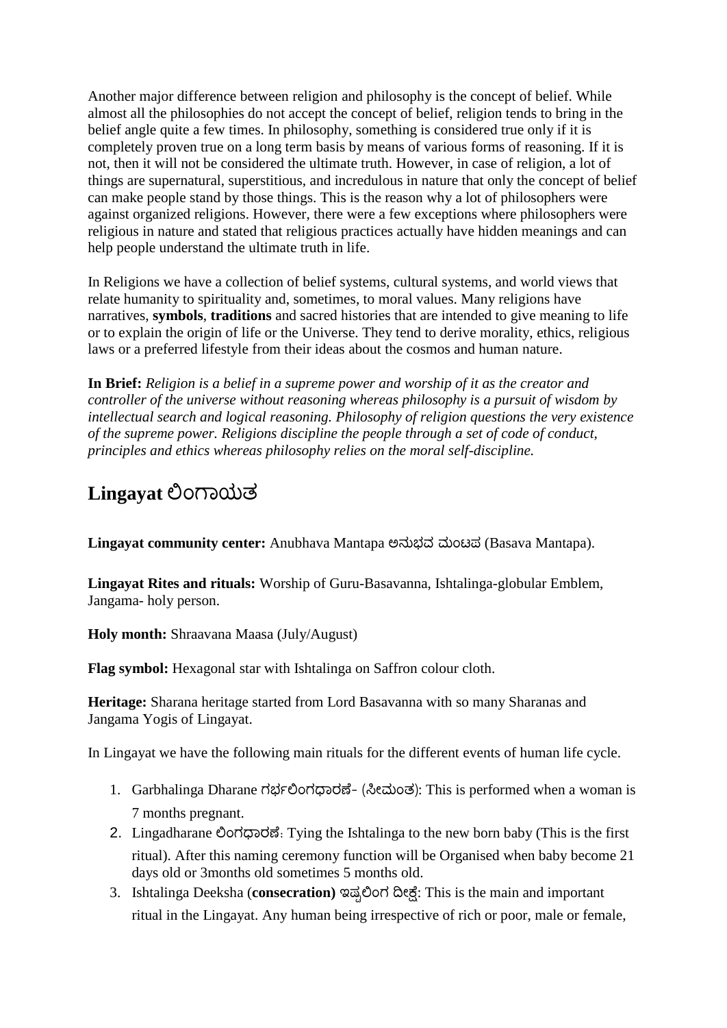Another major difference between religion and philosophy is the concept of belief. While almost all the philosophies do not accept the concept of belief, religion tends to bring in the belief angle quite a few times. In philosophy, something is considered true only if it is completely proven true on a long term basis by means of various forms of reasoning. If it is not, then it will not be considered the ultimate truth. However, in case of religion, a lot of things are supernatural, superstitious, and incredulous in nature that only the concept of belief can make people stand by those things. This is the reason why a lot of philosophers were against organized religions. However, there were a few exceptions where philosophers were religious in nature and stated that religious practices actually have hidden meanings and can help people understand the ultimate truth in life.

In Religions we have a collection of belief systems, cultural systems, and world views that relate humanity to spirituality and, sometimes, to moral values. Many religions have narratives, **symbols**, **traditions** and sacred histories that are intended to give meaning to life or to explain the origin of life or the Universe. They tend to derive morality, ethics, religious laws or a preferred lifestyle from their ideas about the cosmos and human nature.

**In Brief:** *Religion is a belief in a supreme power and worship of it as the creator and controller of the universe without reasoning whereas philosophy is a pursuit of wisdom by intellectual search and logical reasoning. Philosophy of religion questions the very existence of the supreme power. Religions discipline the people through a set of code of conduct, principles and ethics whereas philosophy relies on the moral self-discipline.*

## Lingayat ಲಿಂಗಾಯತ

**Lingayat community center:** Anubhava Mantapa ಅನುಭವ ಮಂಟಪ (Basava Mantapa).

**Lingayat Rites and rituals:** Worship of Guru-Basavanna, Ishtalinga-globular Emblem, Jangama- holy person.

**Holy month:** Shraavana Maasa (July/August)

**Flag symbol:** Hexagonal star with Ishtalinga on Saffron colour cloth.

**Heritage:** Sharana heritage started from Lord Basavanna with so many Sharanas and Jangama Yogis of Lingayat.

In Lingayat we have the following main rituals for the different events of human life cycle.

1. Garbhalinga Dharane ಗರ್ಭಲಿಂಗಧಾರಣೆ- (ಸೀಮಂತ): This is performed when a woman is 7 months pregnant.
2. Lingadharane ಲಿಂಗಧಾರಣೆ: Tying the Ishtalinga to the new born baby (This is the first ritual). After this naming ceremony function will be Organised when baby become 21 days old or 3months old sometimes 5 months old.
3. Ishtalinga Deeksha (**consecration**) ಇಷ್ಟಲಿಂಗ ದೀಕ್ಷೆ: This is the main and important ritual in the Lingayat. Any human being irrespective of rich or poor, male or female,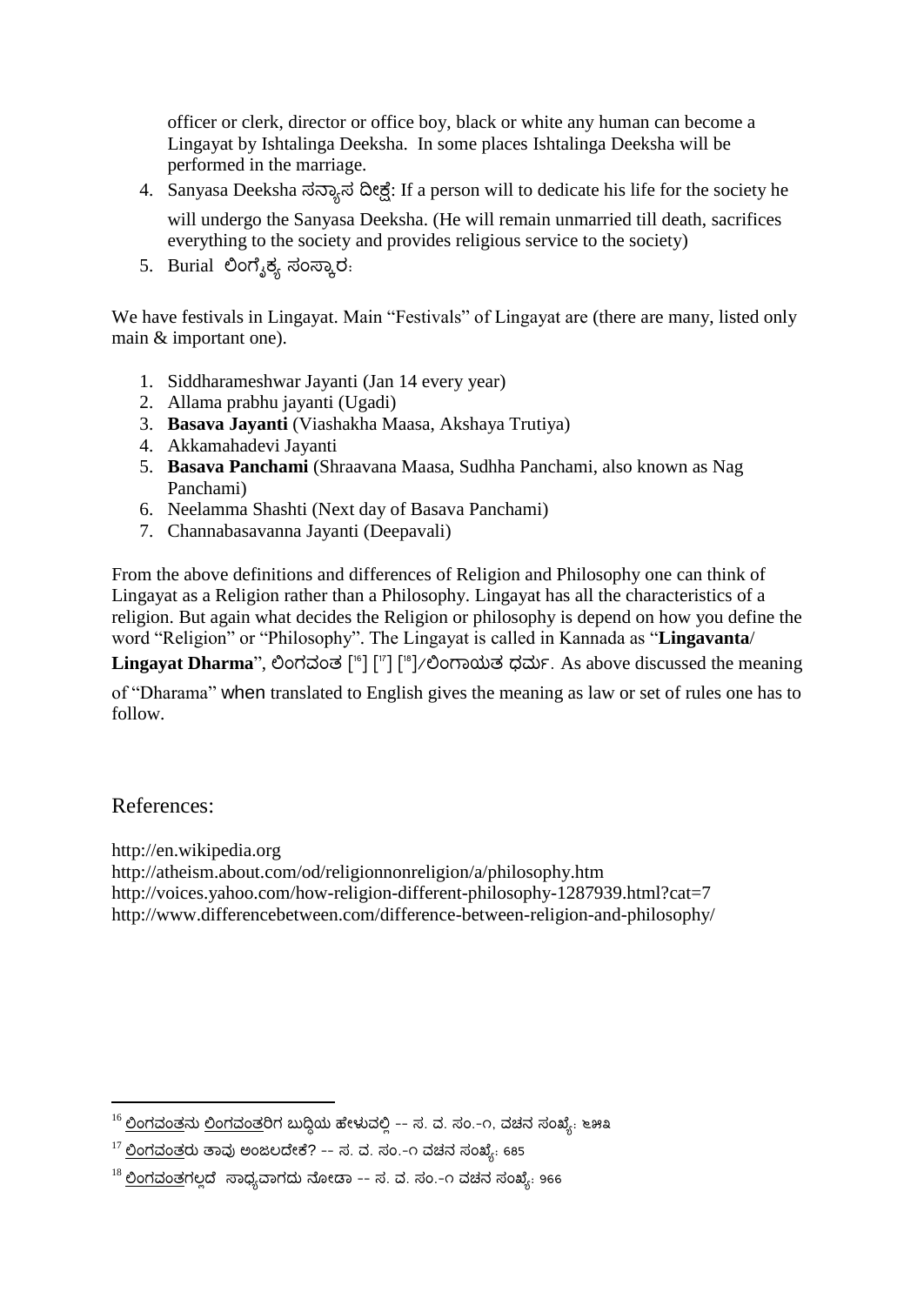officer or clerk, director or office boy, black or white any human can become a Lingayat by Ishtalinga Deeksha. In some places Ishtalinga Deeksha will be performed in the marriage.

4. Sanyasa Deeksha ಸನ್ಯಾಸ ದೀಕ್ಷೆ: If a person will to dedicate his life for the society he will undergo the Sanyasa Deeksha. (He will remain unmarried till death, sacrifices everything to the society and provides religious service to the society)
5. Burial ಲಿಂಗೈಕ್ಯ ಸಂಸ್ಕಾರ:

We have festivals in Lingayat. Main "Festivals" of Lingayat are (there are many, listed only main & important one).

1. Siddharameshwar Jayanti (Jan 14 every year)
2. Allama prabhu jayanti (Ugadi)
3. **Basava Jayanti** (Viashakha Maasa, Akshaya Trutiya)
4. Akkamahadevi Jayanti
5. **Basava Panchami** (Shraavana Maasa, Sudhha Panchami, also known as Nag Panchami)
6. Neelamma Shashti (Next day of Basava Panchami)
7. Channabasavanna Jayanti (Deepavali)

From the above definitions and differences of Religion and Philosophy one can think of Lingayat as a Religion rather than a Philosophy. Lingayat has all the characteristics of a religion. But again what decides the Religion or philosophy is depend on how you define the word "Religion" or "Philosophy". The Lingayat is called in Kannada as "**Lingavanta/ Lingayat Dharma**", ಲಿಂಗವಂತ [16] [17] [18]/ಲಿಂಗಾಯತ ಧರ್ಮ. As above discussed the meaning of "Dharama" when translated to English gives the meaning as law or set of rules one has to follow.

## References:

http://en.wikipedia.org
http://atheism.about.com/od/religionnonreligion/a/philosophy.htm
http://voices.yahoo.com/how-religion-different-philosophy-1287939.html?cat=7
http://www.differencebetween.com/difference-between-religion-and-philosophy/

---

[16] ಲಿಂಗವಂತನು ಲಿಂಗವಂತರಿಗ ಬುದ್ಧಿಯ ಹೇಳುವಲ್ಲಿ -- ಸ. ವ. ಸಂ.-೧, ವಚನ ಸಂಖ್ಯೆ: ೬೫೩

[17] ಲಿಂಗವಂತರು ತಾವು ಅಂಜಲದೇಕೆ? -- ಸ. ವ. ಸಂ.-೧ ವಚನ ಸಂಖ್ಯೆ: 685

[18] ಲಿಂಗವಂತಗಲ್ಲದೆ ಸಾಧ್ಯವಾಗದು ನೋಡಾ -- ಸ. ವ. ಸಂ.-೧ ವಚನ ಸಂಖ್ಯೆ: 966